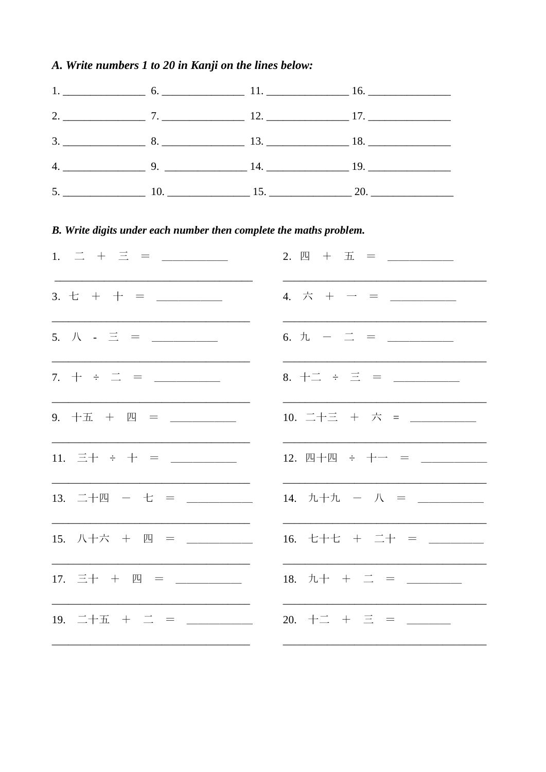***A. Write numbers 1 to 20 in Kanji on the lines below:***

1. _______________ 6. _______________ 11. _______________ 16. _______________

2. _______________ 7. _______________ 12. _______________ 17. _______________

3. _______________ 8. _______________ 13. _______________ 18. _______________

4. _______________ 9. _______________ 14. _______________ 19. _______________

5. _______________ 10. _______________ 15. _______________ 20. _______________

***B. Write digits under each number then complete the maths problem.***

1. 二 ＋ 三 ＝ ___________

___________________________________

2. 四 ＋ 五 ＝ ___________

___________________________________

3. 七 ＋ 十 ＝ ___________

___________________________________

4. 六 ＋ 一 ＝ ___________

___________________________________

5. 八 - 三 ＝ ___________

___________________________________

6. 九 － 二 ＝ ___________

___________________________________

7. 十 ÷ 二 ＝ ___________

___________________________________

8. 十二 ÷ 三 ＝ ___________

___________________________________

9. 十五 ＋ 四 ＝ ___________

___________________________________

10. 二十三 ＋ 六 = ___________

___________________________________

11. 三十 ÷ 十 ＝ ___________

___________________________________

12. 四十四 ÷ 十一 ＝ ___________

___________________________________

13. 二十四 － 七 ＝ ___________

___________________________________

14. 九十九 － 八 ＝ ___________

___________________________________

15. 八十六 ＋ 四 ＝ ___________

___________________________________

16. 七十七 ＋ 二十 ＝ _________

___________________________________

17. 三十 ＋ 四 ＝ ___________

___________________________________

18. 九十 ＋ 二 ＝ _________

___________________________________

19. 二十五 ＋ 二 ＝ ___________

___________________________________

20. 十二 ＋ 三 ＝ _______

___________________________________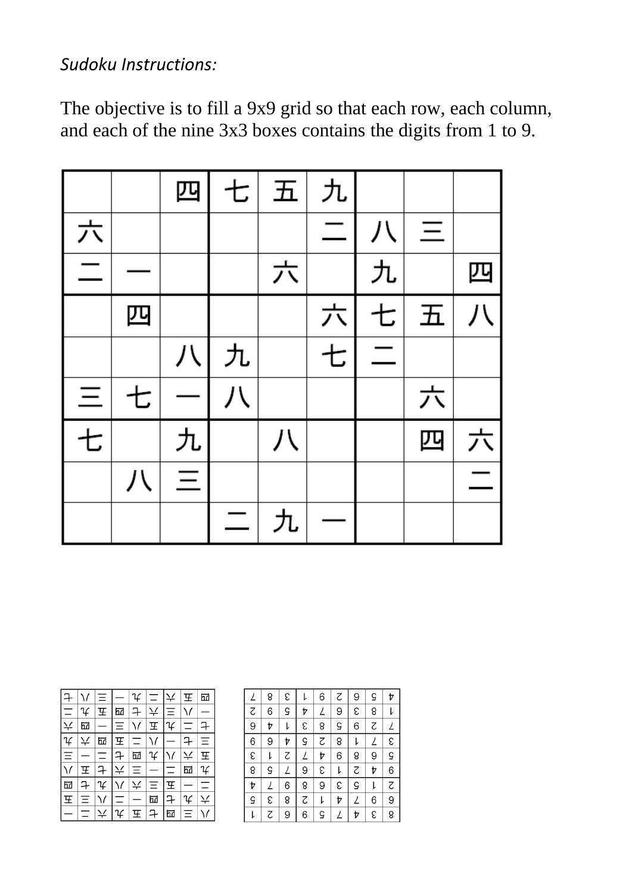*Sudoku Instructions:*

The objective is to fill a 9x9 grid so that each row, each column, and each of the nine 3x3 boxes contains the digits from 1 to 9.

| | | | | | | | | |
|---|---|---|---|---|---|---|---|---|
| | | 四 | 七 | 五 | 九 | | | |
| 六 | | | | | 二 | 八 | 三 | |
| 二 | 一 | | | 六 | | 九 | | 四 |
| | 四 | | | | 六 | 七 | 五 | 八 |
| | | 八 | 九 | | 七 | 二 | | |
| 三 | 七 | 一 | 八 | | | | 六 | |
| 七 | | 九 | | 八 | | | 四 | 六 |
| | 八 | 三 | | | | | | 二 |
| | | | 二 | 九 | 一 | | | |

| | | | | | | | | |
|---|---|---|---|---|---|---|---|---|
| 八 | 三 | 四 | 七 | 五 | 九 | 六 | 二 | 一 |
| 六 | 九 | 七 | 四 | 一 | 二 | 八 | 三 | 五 |
| 二 | 一 | 五 | 三 | 六 | 八 | 九 | 七 | 四 |
| 九 | 四 | 二 | 一 | 三 | 六 | 七 | 五 | 八 |
| 五 | 六 | 八 | 九 | 四 | 七 | 二 | 一 | 三 |
| 三 | 七 | 一 | 八 | 二 | 五 | 四 | 六 | 九 |
| 七 | 二 | 九 | 五 | 八 | 三 | 一 | 四 | 六 |
| 一 | 八 | 三 | 六 | 七 | 四 | 五 | 九 | 二 |
| 四 | 五 | 六 | 二 | 九 | 一 | 三 | 八 | 七 |

| | | | | | | | | |
|---|---|---|---|---|---|---|---|---|
| 8 | 3 | 4 | 7 | 5 | 9 | 6 | 2 | 1 |
| 6 | 9 | 7 | 4 | 1 | 2 | 8 | 3 | 5 |
| 2 | 1 | 5 | 3 | 6 | 8 | 9 | 7 | 4 |
| 9 | 4 | 2 | 1 | 3 | 6 | 7 | 5 | 8 |
| 5 | 6 | 8 | 9 | 4 | 7 | 2 | 1 | 3 |
| 3 | 7 | 1 | 8 | 2 | 5 | 4 | 6 | 9 |
| 7 | 2 | 9 | 5 | 8 | 3 | 1 | 4 | 6 |
| 1 | 8 | 3 | 6 | 7 | 4 | 5 | 9 | 2 |
| 4 | 5 | 6 | 2 | 9 | 1 | 3 | 8 | 7 |